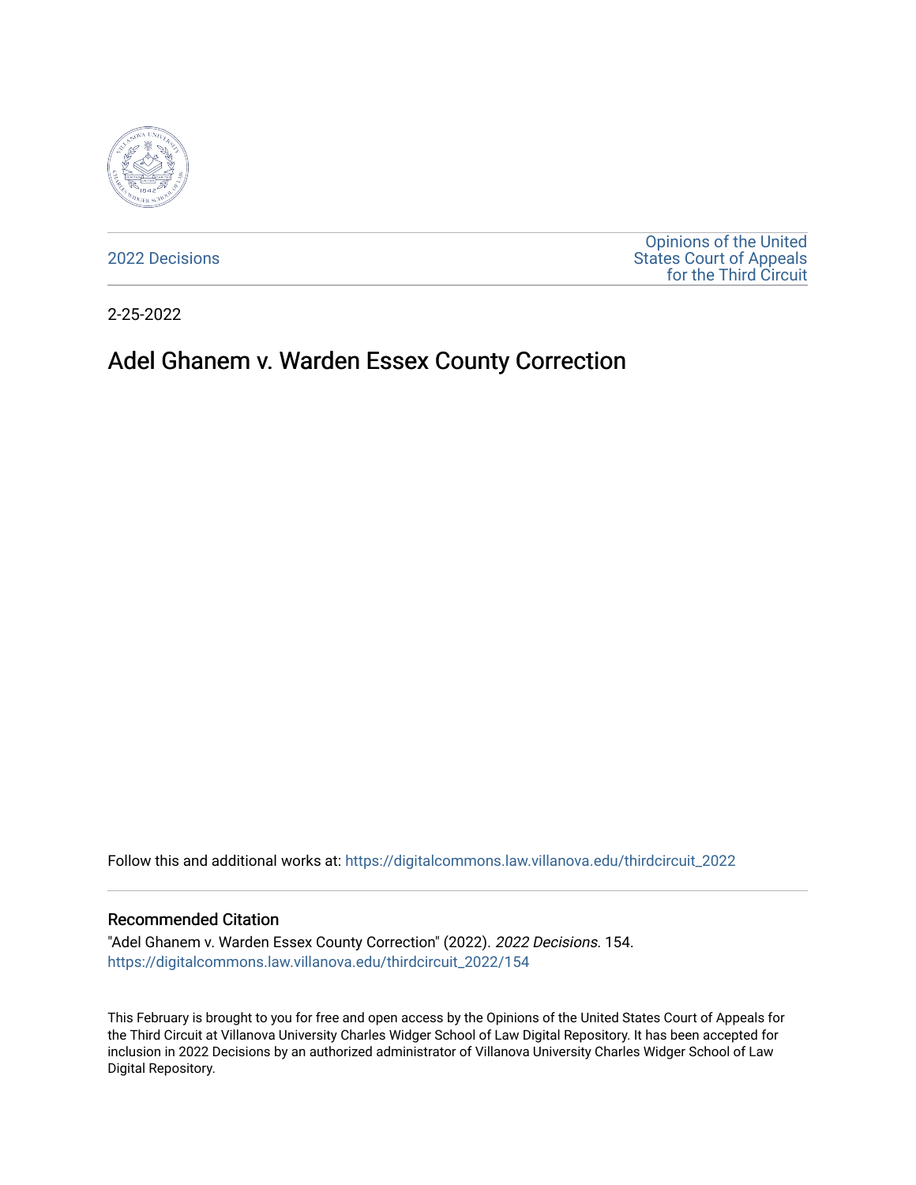2022 Decisions

Opinions of the United States Court of Appeals for the Third Circuit

2-25-2022

# Adel Ghanem v. Warden Essex County Correction

Follow this and additional works at: https://digitalcommons.law.villanova.edu/thirdcircuit_2022

## Recommended Citation

"Adel Ghanem v. Warden Essex County Correction" (2022). *2022 Decisions*. 154.
https://digitalcommons.law.villanova.edu/thirdcircuit_2022/154

This February is brought to you for free and open access by the Opinions of the United States Court of Appeals for the Third Circuit at Villanova University Charles Widger School of Law Digital Repository. It has been accepted for inclusion in 2022 Decisions by an authorized administrator of Villanova University Charles Widger School of Law Digital Repository.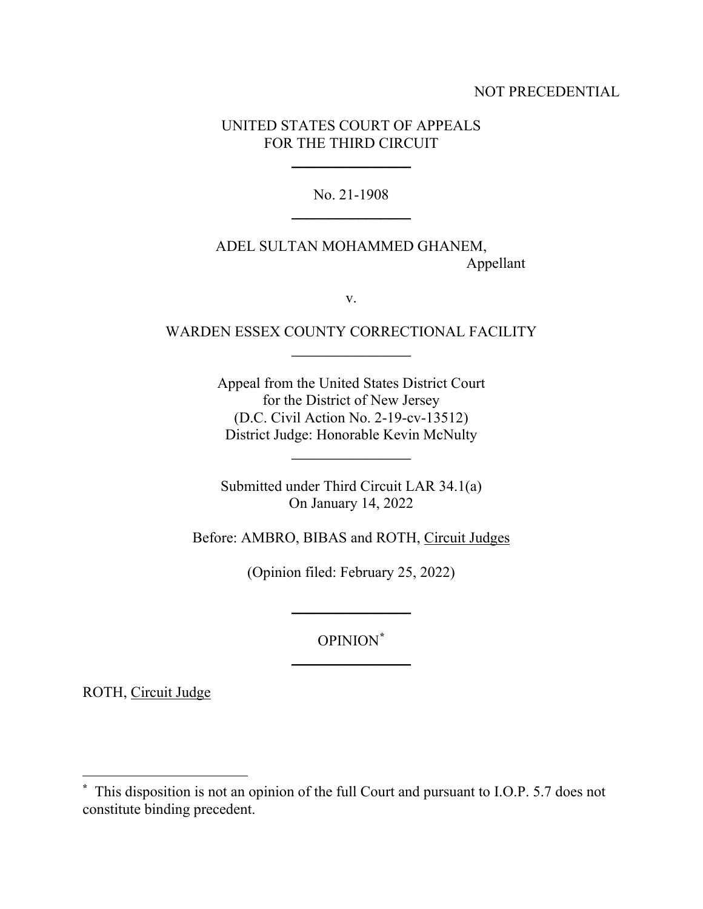NOT PRECEDENTIAL

UNITED STATES COURT OF APPEALS
FOR THE THIRD CIRCUIT

---

No. 21-1908

---

ADEL SULTAN MOHAMMED GHANEM,
Appellant

v.

WARDEN ESSEX COUNTY CORRECTIONAL FACILITY

---

Appeal from the United States District Court
for the District of New Jersey
(D.C. Civil Action No. 2-19-cv-13512)
District Judge: Honorable Kevin McNulty

---

Submitted under Third Circuit LAR 34.1(a)
On January 14, 2022

Before: AMBRO, BIBAS and ROTH, Circuit Judges

(Opinion filed: February 25, 2022)

---

OPINION*

---

ROTH, Circuit Judge

---

* This disposition is not an opinion of the full Court and pursuant to I.O.P. 5.7 does not constitute binding precedent.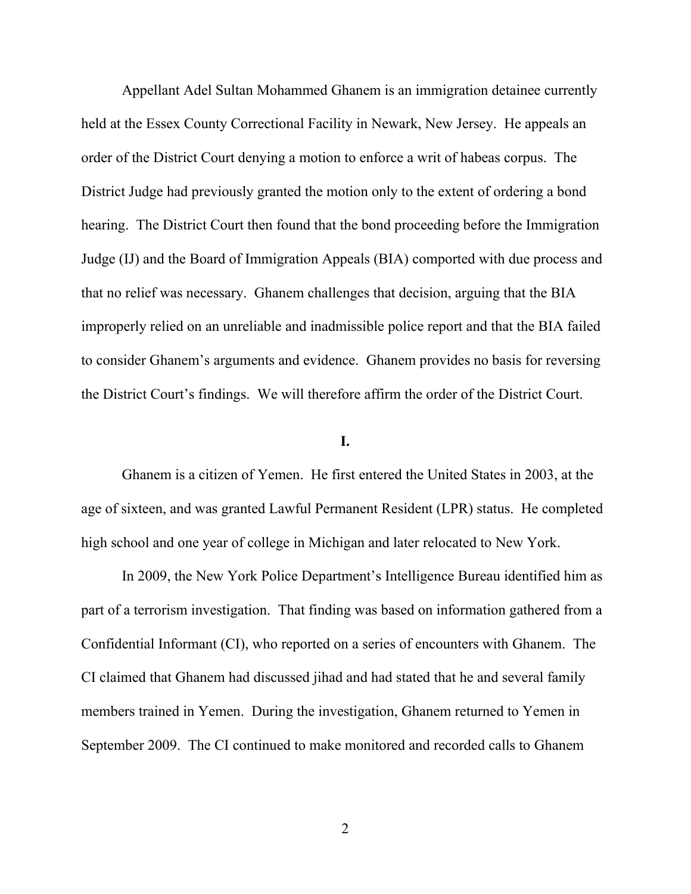Appellant Adel Sultan Mohammed Ghanem is an immigration detainee currently held at the Essex County Correctional Facility in Newark, New Jersey. He appeals an order of the District Court denying a motion to enforce a writ of habeas corpus. The District Judge had previously granted the motion only to the extent of ordering a bond hearing. The District Court then found that the bond proceeding before the Immigration Judge (IJ) and the Board of Immigration Appeals (BIA) comported with due process and that no relief was necessary. Ghanem challenges that decision, arguing that the BIA improperly relied on an unreliable and inadmissible police report and that the BIA failed to consider Ghanem's arguments and evidence. Ghanem provides no basis for reversing the District Court's findings. We will therefore affirm the order of the District Court.

## I.

Ghanem is a citizen of Yemen. He first entered the United States in 2003, at the age of sixteen, and was granted Lawful Permanent Resident (LPR) status. He completed high school and one year of college in Michigan and later relocated to New York.

In 2009, the New York Police Department's Intelligence Bureau identified him as part of a terrorism investigation. That finding was based on information gathered from a Confidential Informant (CI), who reported on a series of encounters with Ghanem. The CI claimed that Ghanem had discussed jihad and had stated that he and several family members trained in Yemen. During the investigation, Ghanem returned to Yemen in September 2009. The CI continued to make monitored and recorded calls to Ghanem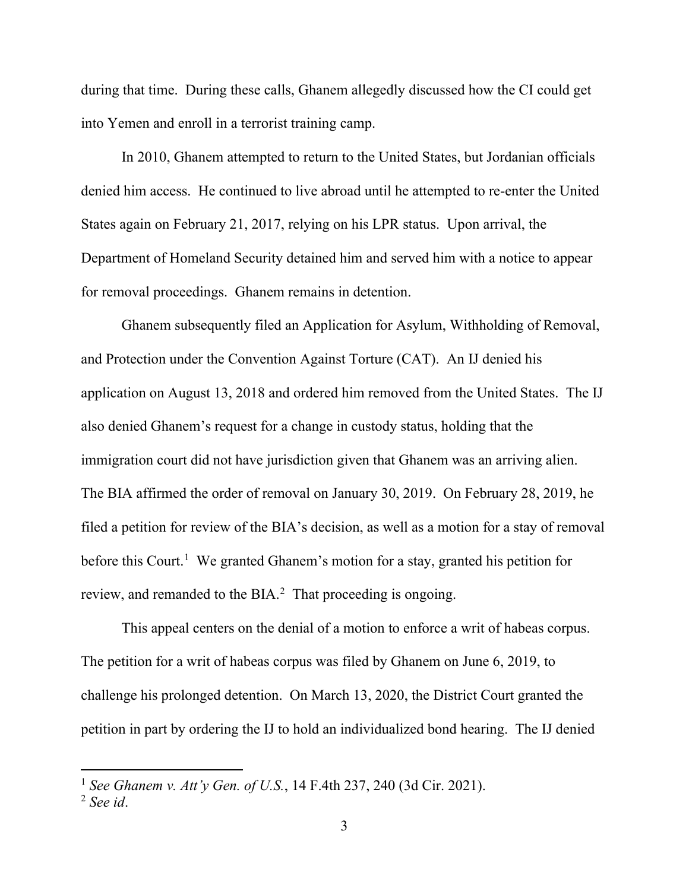during that time. During these calls, Ghanem allegedly discussed how the CI could get into Yemen and enroll in a terrorist training camp.

In 2010, Ghanem attempted to return to the United States, but Jordanian officials denied him access. He continued to live abroad until he attempted to re-enter the United States again on February 21, 2017, relying on his LPR status. Upon arrival, the Department of Homeland Security detained him and served him with a notice to appear for removal proceedings. Ghanem remains in detention.

Ghanem subsequently filed an Application for Asylum, Withholding of Removal, and Protection under the Convention Against Torture (CAT). An IJ denied his application on August 13, 2018 and ordered him removed from the United States. The IJ also denied Ghanem's request for a change in custody status, holding that the immigration court did not have jurisdiction given that Ghanem was an arriving alien. The BIA affirmed the order of removal on January 30, 2019. On February 28, 2019, he filed a petition for review of the BIA's decision, as well as a motion for a stay of removal before this Court.[1] We granted Ghanem's motion for a stay, granted his petition for review, and remanded to the BIA.[2] That proceeding is ongoing.

This appeal centers on the denial of a motion to enforce a writ of habeas corpus. The petition for a writ of habeas corpus was filed by Ghanem on June 6, 2019, to challenge his prolonged detention. On March 13, 2020, the District Court granted the petition in part by ordering the IJ to hold an individualized bond hearing. The IJ denied

---

[1] *See Ghanem v. Att'y Gen. of U.S.*, 14 F.4th 237, 240 (3d Cir. 2021).

[2] *See id*.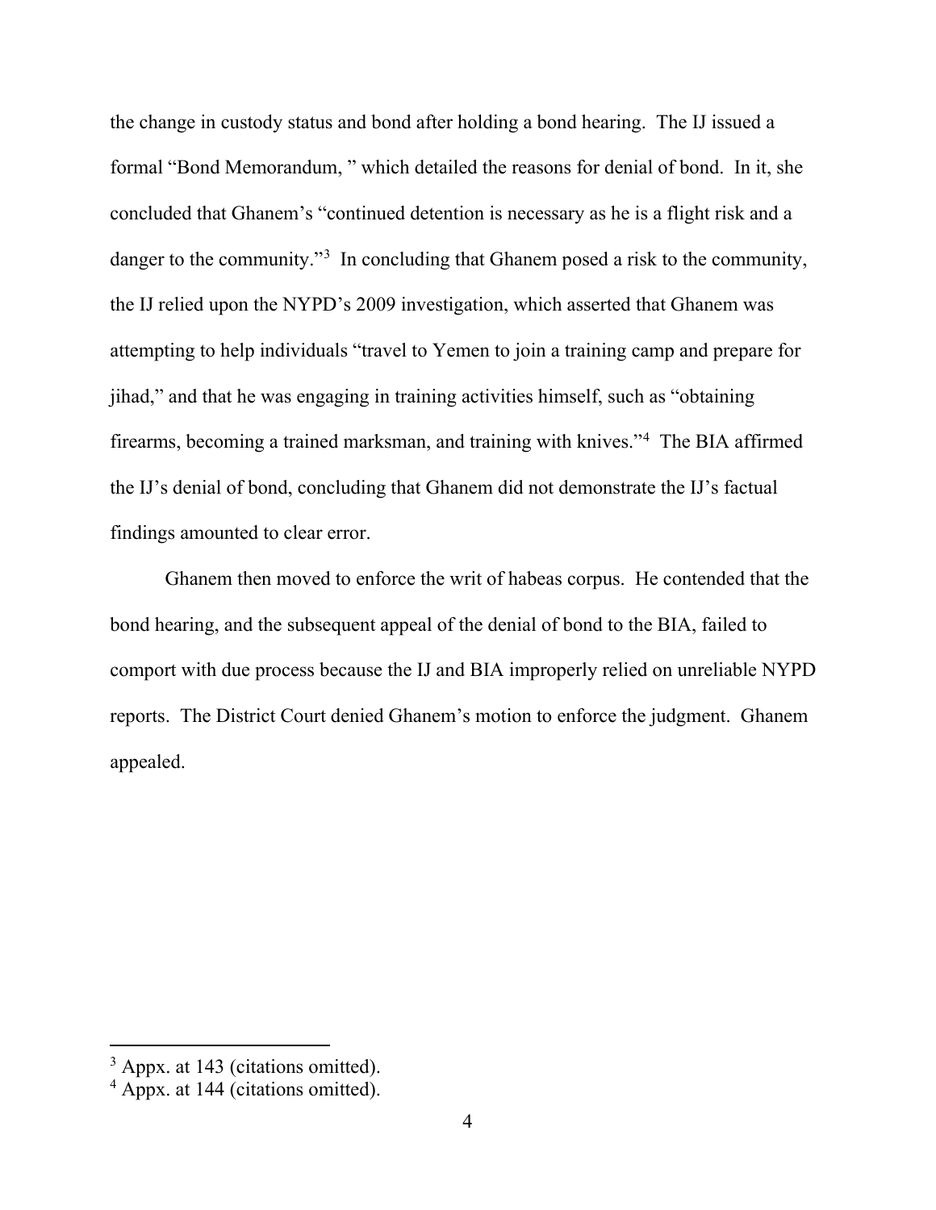the change in custody status and bond after holding a bond hearing. The IJ issued a formal "Bond Memorandum, " which detailed the reasons for denial of bond. In it, she concluded that Ghanem's "continued detention is necessary as he is a flight risk and a danger to the community."[3] In concluding that Ghanem posed a risk to the community, the IJ relied upon the NYPD's 2009 investigation, which asserted that Ghanem was attempting to help individuals "travel to Yemen to join a training camp and prepare for jihad," and that he was engaging in training activities himself, such as "obtaining firearms, becoming a trained marksman, and training with knives."[4] The BIA affirmed the IJ's denial of bond, concluding that Ghanem did not demonstrate the IJ's factual findings amounted to clear error.

Ghanem then moved to enforce the writ of habeas corpus. He contended that the bond hearing, and the subsequent appeal of the denial of bond to the BIA, failed to comport with due process because the IJ and BIA improperly relied on unreliable NYPD reports. The District Court denied Ghanem's motion to enforce the judgment. Ghanem appealed.

---

[3] Appx. at 143 (citations omitted).

[4] Appx. at 144 (citations omitted).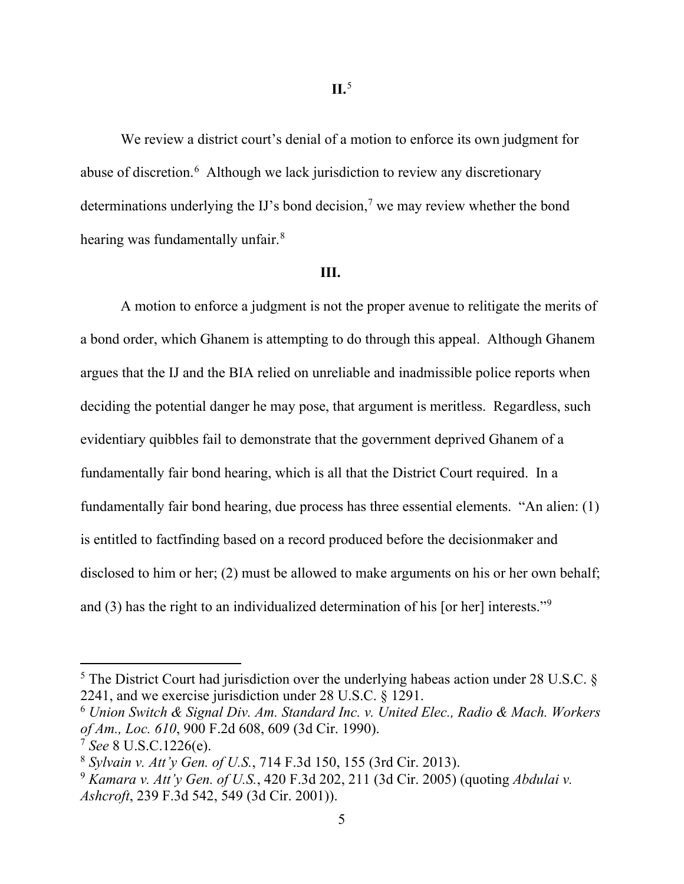## II.[5]

We review a district court's denial of a motion to enforce its own judgment for abuse of discretion.[6] Although we lack jurisdiction to review any discretionary determinations underlying the IJ's bond decision,[7] we may review whether the bond hearing was fundamentally unfair.[8]

## III.

A motion to enforce a judgment is not the proper avenue to relitigate the merits of a bond order, which Ghanem is attempting to do through this appeal. Although Ghanem argues that the IJ and the BIA relied on unreliable and inadmissible police reports when deciding the potential danger he may pose, that argument is meritless. Regardless, such evidentiary quibbles fail to demonstrate that the government deprived Ghanem of a fundamentally fair bond hearing, which is all that the District Court required. In a fundamentally fair bond hearing, due process has three essential elements. "An alien: (1) is entitled to factfinding based on a record produced before the decisionmaker and disclosed to him or her; (2) must be allowed to make arguments on his or her own behalf; and (3) has the right to an individualized determination of his [or her] interests."[9]

---

[5] The District Court had jurisdiction over the underlying habeas action under 28 U.S.C. § 2241, and we exercise jurisdiction under 28 U.S.C. § 1291.

[6] *Union Switch & Signal Div. Am. Standard Inc. v. United Elec., Radio & Mach. Workers of Am., Loc. 610*, 900 F.2d 608, 609 (3d Cir. 1990).

[7] *See* 8 U.S.C.1226(e).

[8] *Sylvain v. Att'y Gen. of U.S.*, 714 F.3d 150, 155 (3rd Cir. 2013).

[9] *Kamara v. Att'y Gen. of U.S.*, 420 F.3d 202, 211 (3d Cir. 2005) (quoting *Abdulai v. Ashcroft*, 239 F.3d 542, 549 (3d Cir. 2001)).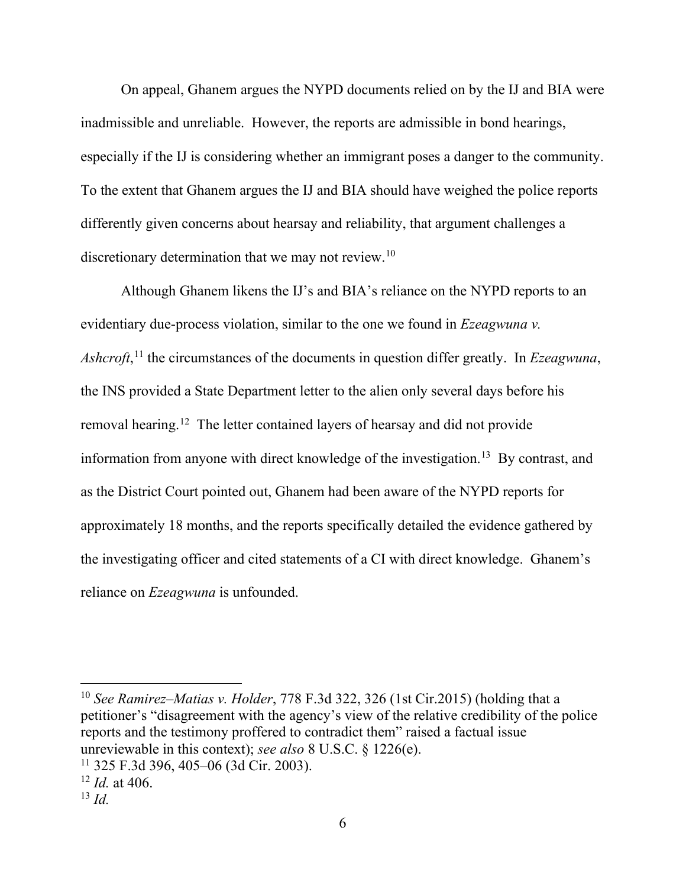On appeal, Ghanem argues the NYPD documents relied on by the IJ and BIA were inadmissible and unreliable. However, the reports are admissible in bond hearings, especially if the IJ is considering whether an immigrant poses a danger to the community. To the extent that Ghanem argues the IJ and BIA should have weighed the police reports differently given concerns about hearsay and reliability, that argument challenges a discretionary determination that we may not review.[10]

Although Ghanem likens the IJ's and BIA's reliance on the NYPD reports to an evidentiary due-process violation, similar to the one we found in *Ezeagwuna v. Ashcroft*,[11] the circumstances of the documents in question differ greatly. In *Ezeagwuna*, the INS provided a State Department letter to the alien only several days before his removal hearing.[12] The letter contained layers of hearsay and did not provide information from anyone with direct knowledge of the investigation.[13] By contrast, and as the District Court pointed out, Ghanem had been aware of the NYPD reports for approximately 18 months, and the reports specifically detailed the evidence gathered by the investigating officer and cited statements of a CI with direct knowledge. Ghanem's reliance on *Ezeagwuna* is unfounded.

---

[10] *See Ramirez–Matias v. Holder*, 778 F.3d 322, 326 (1st Cir.2015) (holding that a petitioner's "disagreement with the agency's view of the relative credibility of the police reports and the testimony proffered to contradict them" raised a factual issue unreviewable in this context); *see also* 8 U.S.C. § 1226(e).

[11] 325 F.3d 396, 405–06 (3d Cir. 2003).

[12] *Id.* at 406.

[13] *Id.*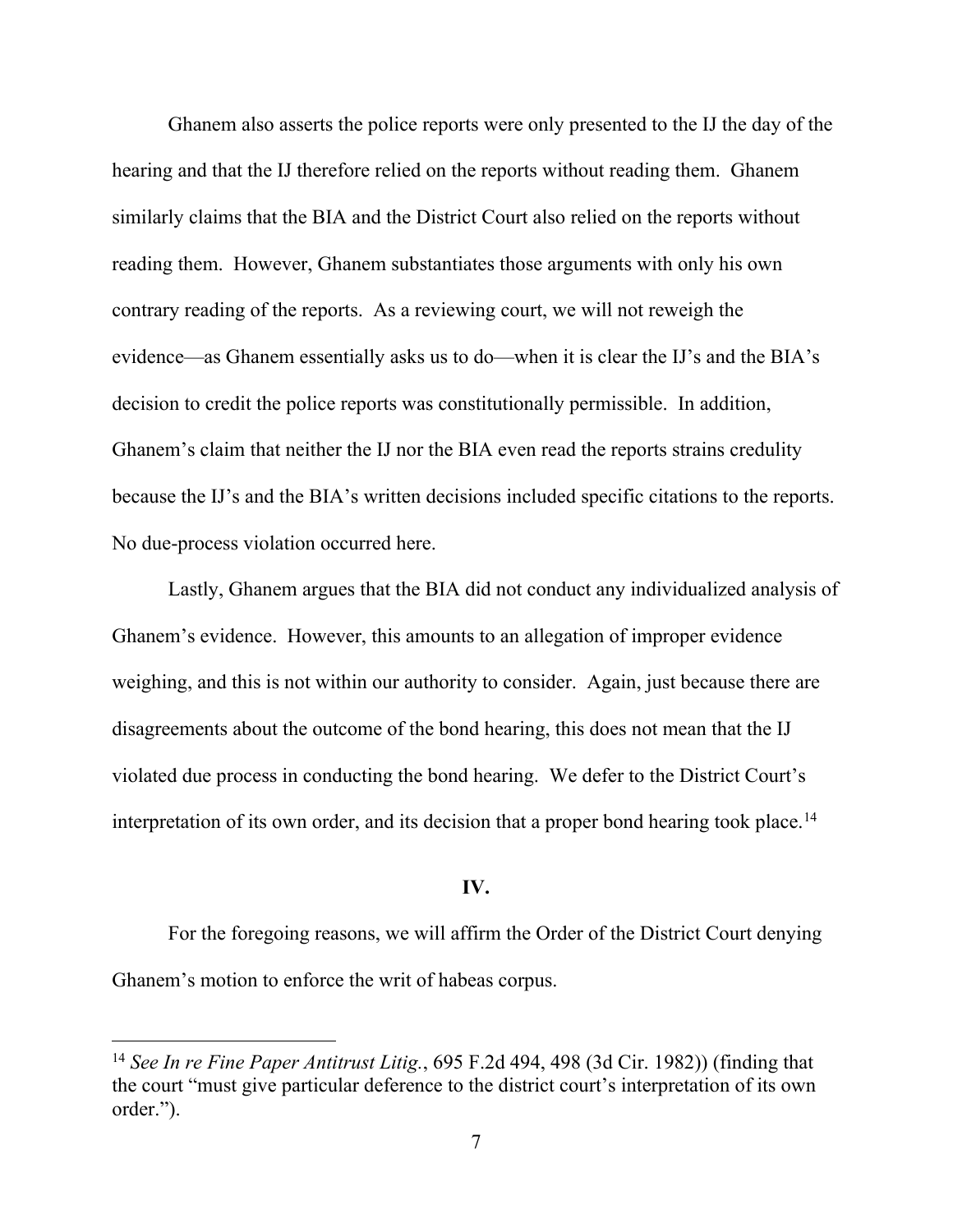Ghanem also asserts the police reports were only presented to the IJ the day of the hearing and that the IJ therefore relied on the reports without reading them. Ghanem similarly claims that the BIA and the District Court also relied on the reports without reading them. However, Ghanem substantiates those arguments with only his own contrary reading of the reports. As a reviewing court, we will not reweigh the evidence—as Ghanem essentially asks us to do—when it is clear the IJ's and the BIA's decision to credit the police reports was constitutionally permissible. In addition, Ghanem's claim that neither the IJ nor the BIA even read the reports strains credulity because the IJ's and the BIA's written decisions included specific citations to the reports. No due-process violation occurred here.

Lastly, Ghanem argues that the BIA did not conduct any individualized analysis of Ghanem's evidence. However, this amounts to an allegation of improper evidence weighing, and this is not within our authority to consider. Again, just because there are disagreements about the outcome of the bond hearing, this does not mean that the IJ violated due process in conducting the bond hearing. We defer to the District Court's interpretation of its own order, and its decision that a proper bond hearing took place.[14]

**IV.**

For the foregoing reasons, we will affirm the Order of the District Court denying Ghanem's motion to enforce the writ of habeas corpus.

---

[14] *See In re Fine Paper Antitrust Litig.*, 695 F.2d 494, 498 (3d Cir. 1982)) (finding that the court "must give particular deference to the district court's interpretation of its own order.").